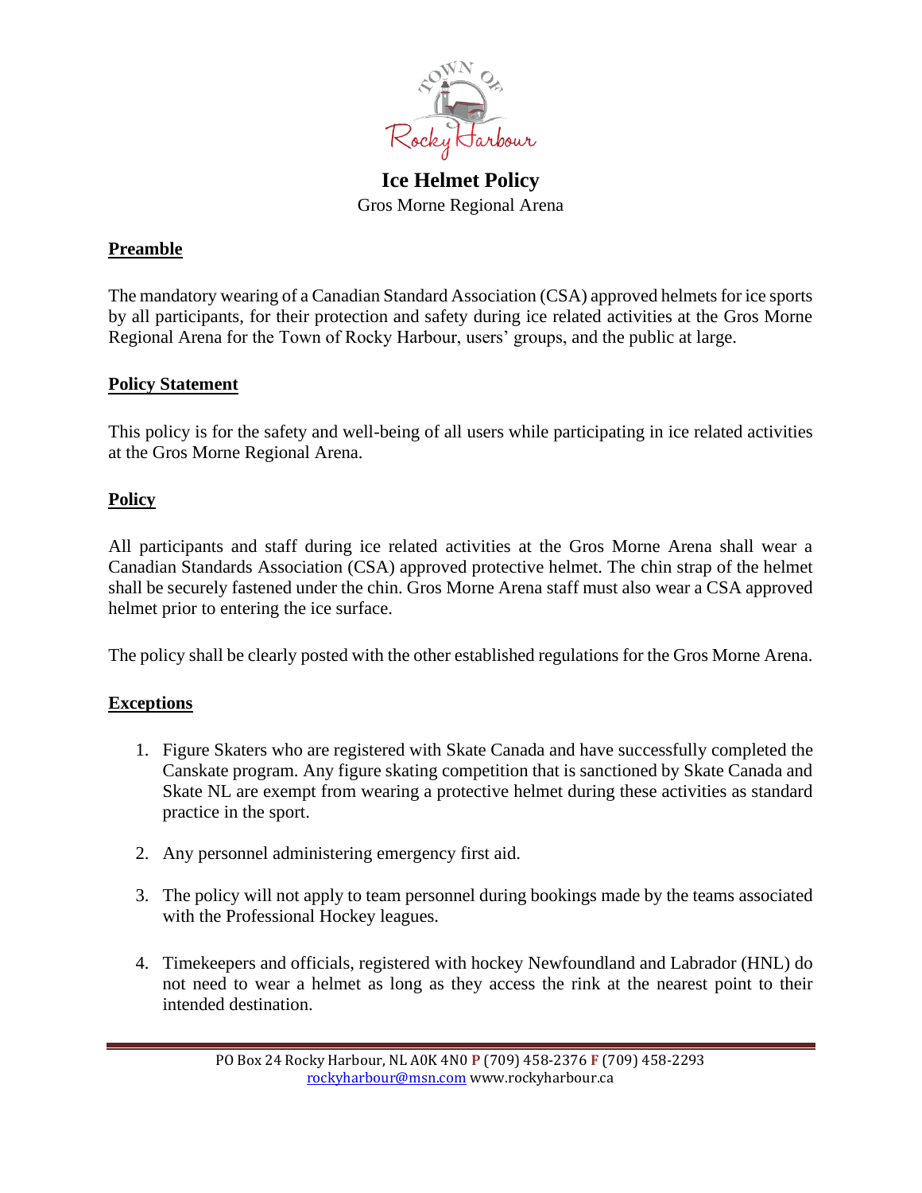# Ice Helmet Policy

Gros Morne Regional Arena

## Preamble

The mandatory wearing of a Canadian Standard Association (CSA) approved helmets for ice sports by all participants, for their protection and safety during ice related activities at the Gros Morne Regional Arena for the Town of Rocky Harbour, users' groups, and the public at large.

## Policy Statement

This policy is for the safety and well-being of all users while participating in ice related activities at the Gros Morne Regional Arena.

## Policy

All participants and staff during ice related activities at the Gros Morne Arena shall wear a Canadian Standards Association (CSA) approved protective helmet. The chin strap of the helmet shall be securely fastened under the chin. Gros Morne Arena staff must also wear a CSA approved helmet prior to entering the ice surface.

The policy shall be clearly posted with the other established regulations for the Gros Morne Arena.

## Exceptions

1. Figure Skaters who are registered with Skate Canada and have successfully completed the Canskate program. Any figure skating competition that is sanctioned by Skate Canada and Skate NL are exempt from wearing a protective helmet during these activities as standard practice in the sport.

2. Any personnel administering emergency first aid.

3. The policy will not apply to team personnel during bookings made by the teams associated with the Professional Hockey leagues.

4. Timekeepers and officials, registered with hockey Newfoundland and Labrador (HNL) do not need to wear a helmet as long as they access the rink at the nearest point to their intended destination.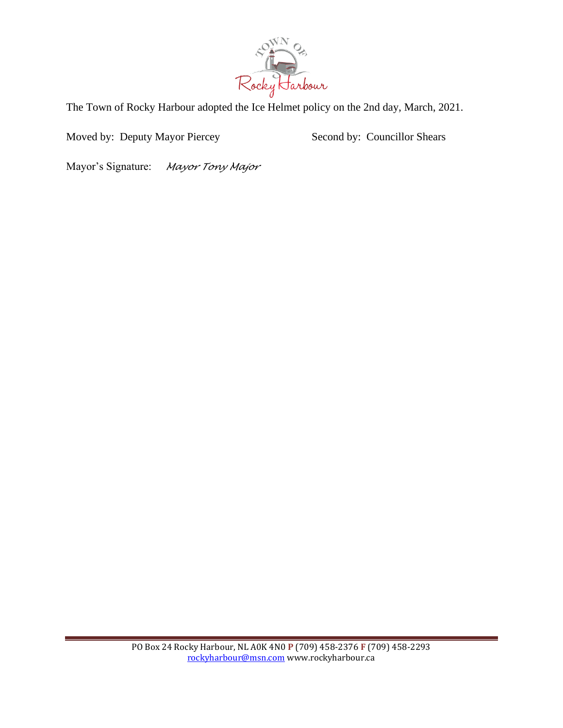The Town of Rocky Harbour adopted the Ice Helmet policy on the 2nd day, March, 2021.

Moved by: Deputy Mayor Piercey

Second by: Councillor Shears

Mayor's Signature: *Mayor Tony Major*

PO Box 24 Rocky Harbour, NL A0K 4N0 **P** (709) 458-2376 **F** (709) 458-2293
rockyharbour@msn.com www.rockyharbour.ca